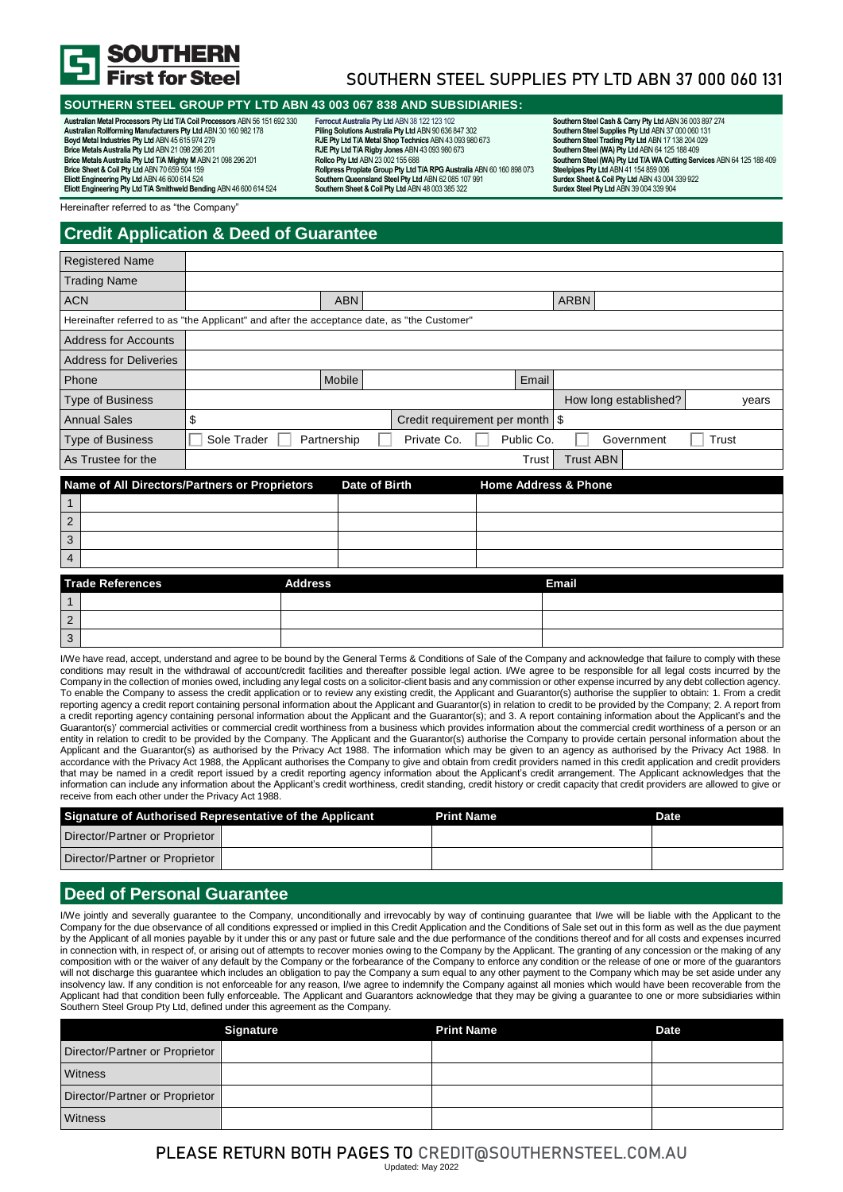**SOUTHERN First for Steel**

SOUTHERN STEEL SUPPLIES PTY LTD ABN 37 000 060 131

## SOUTHERN STEEL GROUP PTY LTD ABN 43 003 067 838 AND SUBSIDIARIES:

**Australian Metal Processors Pty Ltd T/A Coil Processors** ABN 56 151 692 330
**Australian Rollforming Manufacturers Pty Ltd** ABN 30 160 982 178
**Boyd Metal Industries Pty Ltd** ABN 45 615 974 279
**Brice Metals Australia Pty Ltd** ABN 21 098 296 201
**Brice Metals Australia Pty Ltd T/A Mighty M** ABN 21 098 296 201
**Brice Sheet & Coil Pty Ltd** ABN 70 659 504 159
**Eliott Engineering Pty Ltd** ABN 46 600 614 524
**Eliott Engineering Pty Ltd T/A Smithweld Bending** ABN 46 600 614 524
**Ferrocut Australia Pty Ltd** ABN 38 122 123 102
**Piling Solutions Australia Pty Ltd** ABN 90 636 847 302
**RJE Pty Ltd T/A Metal Shop Technics** ABN 43 093 980 673
**RJE Pty Ltd T/A Rigby Jones** ABN 43 093 980 673
**Rollco Pty Ltd** ABN 23 002 155 688
**Rollpress Proplate Group Pty Ltd T/A RPG Australia** ABN 60 160 898 073
**Southern Queensland Steel Pty Ltd** ABN 62 085 107 991
**Southern Sheet & Coil Pty Ltd** ABN 48 003 385 322
**Southern Steel Cash & Carry Pty Ltd** ABN 36 003 897 274
**Southern Steel Supplies Pty Ltd** ABN 37 000 060 131
**Southern Steel Trading Pty Ltd** ABN 17 138 204 029
**Southern Steel (WA) Pty Ltd** ABN 64 125 188 409
**Southern Steel (WA) Pty Ltd T/A WA Cutting Services** ABN 64 125 188 409
**Steelpipes Pty Ltd** ABN 41 154 859 006
**Surdex Sheet & Coil Pty Ltd** ABN 43 004 339 922
**Surdex Steel Pty Ltd** ABN 39 004 339 904

Hereinafter referred to as "the Company"

## Credit Application & Deed of Guarantee

| Registered Name | | | | | |
|---|---|---|---|---|---|
| Trading Name | | | | | |
| ACN | | ABN | | ARBN | |
| Hereinafter referred to as "the Applicant" and after the acceptance date, as "the Customer" | | | | | |
| Address for Accounts | | | | | |
| Address for Deliveries | | | | | |
| Phone | | Mobile | | Email | |
| Type of Business | | | | How long established? | years |
| Annual Sales | $ | Credit requirement per month | $ | | |
| Type of Business | ☐ Sole Trader ☐ Partnership ☐ Private Co. ☐ Public Co. ☐ Government ☐ Trust | | | | |
| As Trustee for the | | | Trust | Trust ABN | |

| | Name of All Directors/Partners or Proprietors | Date of Birth | Home Address & Phone |
|---|---|---|---|
| 1 | | | |
| 2 | | | |
| 3 | | | |
| 4 | | | |

| | Trade References | Address | Email |
|---|---|---|---|
| 1 | | | |
| 2 | | | |
| 3 | | | |

I/We have read, accept, understand and agree to be bound by the General Terms & Conditions of Sale of the Company and acknowledge that failure to comply with these conditions may result in the withdrawal of account/credit facilities and thereafter possible legal action. I/We agree to be responsible for all legal costs incurred by the Company in the collection of monies owed, including any legal costs on a solicitor-client basis and any commission or other expense incurred by any debt collection agency. To enable the Company to assess the credit application or to review any existing credit, the Applicant and Guarantor(s) authorise the supplier to obtain: 1. From a credit reporting agency a credit report containing personal information about the Applicant and Guarantor(s) in relation to credit to be provided by the Company; 2. A report from a credit reporting agency containing personal information about the Applicant and the Guarantor(s); and 3. A report containing information about the Applicant's and the Guarantor(s)' commercial activities or commercial credit worthiness from a business which provides information about the commercial credit worthiness of a person or an entity in relation to credit to be provided by the Company. The Applicant and the Guarantor(s) authorise the Company to provide certain personal information about the Applicant and the Guarantor(s) as authorised by the Privacy Act 1988. The information which may be given to an agency as authorised by the Privacy Act 1988. In accordance with the Privacy Act 1988, the Applicant authorises the Company to give and obtain from credit providers named in this credit application and credit providers that may be named in a credit report issued by a credit reporting agency information about the Applicant's credit arrangement. The Applicant acknowledges that the information can include any information about the Applicant's credit worthiness, credit standing, credit history or credit capacity that credit providers are allowed to give or receive from each other under the Privacy Act 1988.

| Signature of Authorised Representative of the Applicant | | Print Name | Date |
|---|---|---|---|
| Director/Partner or Proprietor | | | |
| Director/Partner or Proprietor | | | |

## Deed of Personal Guarantee

I/We jointly and severally guarantee to the Company, unconditionally and irrevocably by way of continuing guarantee that I/we will be liable with the Applicant to the Company for the due observance of all conditions expressed or implied in this Credit Application and the Conditions of Sale set out in this form as well as the due payment by the Applicant of all monies payable by it under this or any past or future sale and the due performance of the conditions thereof and for all costs and expenses incurred in connection with, in respect of, or arising out of attempts to recover monies owing to the Company by the Applicant. The granting of any concession or the making of any composition with or the waiver of any default by the Company or the forbearance of the Company to enforce any condition or the release of one or more of the guarantors will not discharge this guarantee which includes an obligation to pay the Company a sum equal to any other payment to the Company which may be set aside under any insolvency law. If any condition is not enforceable for any reason, I/we agree to indemnify the Company against all monies which would have been recoverable from the Applicant had that condition been fully enforceable. The Applicant and Guarantors acknowledge that they may be giving a guarantee to one or more subsidiaries within Southern Steel Group Pty Ltd, defined under this agreement as the Company.

| | Signature | Print Name | Date |
|---|---|---|---|
| Director/Partner or Proprietor | | | |
| Witness | | | |
| Director/Partner or Proprietor | | | |
| Witness | | | |

PLEASE RETURN BOTH PAGES TO CREDIT@SOUTHERNSTEEL.COM.AU

Updated: May 2022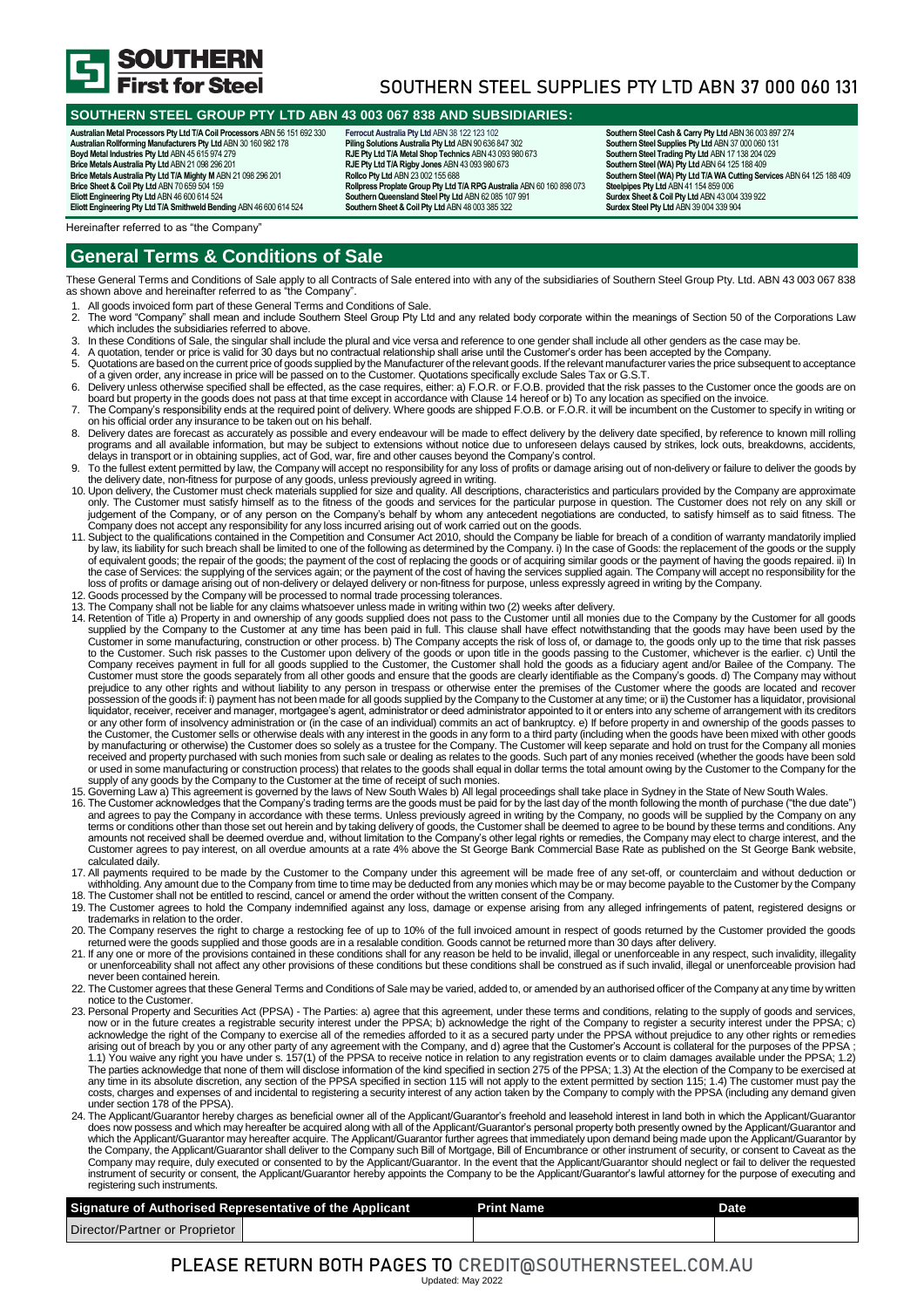# SOUTHERN First for Steel

## SOUTHERN STEEL SUPPLIES PTY LTD ABN 37 000 060 131

### SOUTHERN STEEL GROUP PTY LTD ABN 43 003 067 838 AND SUBSIDIARIES:

Australian Metal Processors Pty Ltd T/A Coil Processors ABN 56 151 692 330
Australian Rollforming Manufacturers Pty Ltd ABN 30 160 982 178
Boyd Metal Industries Pty Ltd ABN 45 615 974 279
Brice Metals Australia Pty Ltd ABN 21 098 296 201
Brice Metals Australia Pty Ltd T/A Mighty M ABN 21 098 296 201
Brice Sheet & Coil Pty Ltd ABN 70 659 504 159
Eliott Engineering Pty Ltd ABN 46 600 614 524
Eliott Engineering Pty Ltd T/A Smithweld Bending ABN 46 600 614 524
Ferrocut Australia Pty Ltd ABN 38 122 123 102
Piling Solutions Australia Pty Ltd ABN 90 636 847 302
RJE Pty Ltd T/A Metal Shop Technics ABN 43 093 980 673
RJE Pty Ltd T/A Rigby Jones ABN 43 093 980 673
Rollco Pty Ltd ABN 23 002 155 688
Rollpress Proplate Group Pty Ltd T/A RPG Australia ABN 60 160 898 073
Southern Queensland Steel Pty Ltd ABN 62 085 107 991
Southern Sheet & Coil Pty Ltd ABN 48 003 385 322
Southern Steel Cash & Carry Pty Ltd ABN 36 003 897 274
Southern Steel Supplies Pty Ltd ABN 37 000 060 131
Southern Steel Trading Pty Ltd ABN 17 138 204 029
Southern Steel (WA) Pty Ltd ABN 64 125 188 409
Southern Steel (WA) Pty Ltd T/A WA Cutting Services ABN 64 125 188 409
Steelpipes Pty Ltd ABN 41 154 859 006
Surdex Sheet & Coil Pty Ltd ABN 43 004 339 922
Surdex Steel Pty Ltd ABN 39 004 339 904

Hereinafter referred to as "the Company"

## General Terms & Conditions of Sale

These General Terms and Conditions of Sale apply to all Contracts of Sale entered into with any of the subsidiaries of Southern Steel Group Pty. Ltd. ABN 43 003 067 838 as shown above and hereinafter referred to as "the Company".

1. All goods invoiced form part of these General Terms and Conditions of Sale.
2. The word "Company" shall mean and include Southern Steel Group Pty Ltd and any related body corporate within the meanings of Section 50 of the Corporations Law which includes the subsidiaries referred to above.
3. In these Conditions of Sale, the singular shall include the plural and vice versa and reference to one gender shall include all other genders as the case may be.
4. A quotation, tender or price is valid for 30 days but no contractual relationship shall arise until the Customer's order has been accepted by the Company.
5. Quotations are based on the current price of goods supplied by the Manufacturer of the relevant goods. If the relevant manufacturer varies the price subsequent to acceptance of a given order, any increase in price will be passed on to the Customer. Quotations specifically exclude Sales Tax or G.S.T.
6. Delivery unless otherwise specified shall be effected, as the case requires, either: a) F.O.R. or F.O.B. provided that the risk passes to the Customer once the goods are on board but property in the goods does not pass at that time except in accordance with Clause 14 hereof or b) To any location as specified on the invoice.
7. The Company's responsibility ends at the required point of delivery. Where goods are shipped F.O.B. or F.O.R. it will be incumbent on the Customer to specify in writing or on his official order any insurance to be taken out on his behalf.
8. Delivery dates are forecast as accurately as possible and every endeavour will be made to effect delivery by the delivery date specified, by reference to known mill rolling programs and all available information, but may be subject to extensions without notice due to unforeseen delays caused by strikes, lock outs, breakdowns, accidents, delays in transport or in obtaining supplies, act of God, war, fire and other causes beyond the Company's control.
9. To the fullest extent permitted by law, the Company will accept no responsibility for any loss of profits or damage arising out of non-delivery or failure to deliver the goods by the delivery date, non-fitness for purpose of any goods, unless previously agreed in writing.
10. Upon delivery, the Customer must check materials supplied for size and quality. All descriptions, characteristics and particulars provided by the Company are approximate only. The Customer must satisfy himself as to the fitness of the goods and services for the particular purpose in question. The Customer does not rely on any skill or judgement of the Company, or of any person on the Company's behalf by whom any antecedent negotiations are conducted, to satisfy himself as to said fitness. The Company does not accept any responsibility for any loss incurred arising out of work carried out on the goods.
11. Subject to the qualifications contained in the Competition and Consumer Act 2010, should the Company be liable for breach of a condition of warranty mandatorily implied by law, its liability for such breach shall be limited to one of the following as determined by the Company. i) In the case of Goods: the replacement of the goods or the supply of equivalent goods; the repair of the goods; the payment of the cost of replacing the goods or of acquiring similar goods or the payment of having the goods repaired. ii) In the case of Services: the supplying of the services again; or the payment of the cost of having the services supplied again. The Company will accept no responsibility for the loss of profits or damage arising out of non-delivery or delayed delivery or non-fitness for purpose, unless expressly agreed in writing by the Company.
12. Goods processed by the Company will be processed to normal trade processing tolerances.
13. The Company shall not be liable for any claims whatsoever unless made in writing within two (2) weeks after delivery.
14. Retention of Title a) Property in and ownership of any goods supplied does not pass to the Customer until all monies due to the Company by the Customer for all goods supplied by the Company to the Customer at any time has been paid in full. This clause shall have effect notwithstanding that the goods may have been used by the Customer in some manufacturing, construction or other process. b) The Company accepts the risk of loss of, or damage to, the goods only up to the time that risk passes to the Customer. Such risk passes to the Customer upon delivery of the goods or upon title in the goods passing to the Customer, whichever is the earlier. c) Until the Company receives payment in full for all goods supplied to the Customer, the Customer shall hold the goods as a fiduciary agent and/or Bailee of the Company. The Customer must store the goods separately from all other goods and ensure that the goods are clearly identifiable as the Company's goods. d) The Company may without prejudice to any other rights and without liability to any person in trespass or otherwise enter the premises of the Customer where the goods are located and recover possession of the goods if: i) payment has not been made for all goods supplied by the Company to the Customer at any time; or ii) the Customer has a liquidator, provisional liquidator, receiver, receiver and manager, mortgagee's agent, administrator or deed administrator appointed to it or enters into any scheme of arrangement with its creditors or any other form of insolvency administration or (in the case of an individual) commits an act of bankruptcy. e) If before property in and ownership of the goods passes to the Customer, the Customer sells or otherwise deals with any interest in the goods in any form to a third party (including when the goods have been mixed with other goods by manufacturing or otherwise) the Customer does so solely as a trustee for the Company. The Customer will keep separate and hold on trust for the Company all monies received and property purchased with such monies from such sale or dealing as relates to the goods. Such part of any monies received (whether the goods have been sold or used in some manufacturing or construction process) that relates to the goods shall equal in dollar terms the total amount owing by the Customer to the Company for the supply of any goods by the Company to the Customer at the time of receipt of such monies.
15. Governing Law a) This agreement is governed by the laws of New South Wales b) All legal proceedings shall take place in Sydney in the State of New South Wales.
16. The Customer acknowledges that the Company's trading terms are the goods must be paid for by the last day of the month following the month of purchase ("the due date") and agrees to pay the Company in accordance with these terms. Unless previously agreed in writing by the Company, no goods will be supplied by the Company on any terms or conditions other than those set out herein and by taking delivery of goods, the Customer shall be deemed to agree to be bound by these terms and conditions. Any amounts not received shall be deemed overdue and, without limitation to the Company's other legal rights or remedies, the Company may elect to charge interest, and the Customer agrees to pay interest, on all overdue amounts at a rate 4% above the St George Bank Commercial Base Rate as published on the St George Bank website, calculated daily.
17. All payments required to be made by the Customer to the Company under this agreement will be made free of any set-off, or counterclaim and without deduction or withholding. Any amount due to the Company from time to time may be deducted from any monies which may be or may become payable to the Customer by the Company
18. The Customer shall not be entitled to rescind, cancel or amend the order without the written consent of the Company.
19. The Customer agrees to hold the Company indemnified against any loss, damage or expense arising from any alleged infringements of patent, registered designs or trademarks in relation to the order.
20. The Company reserves the right to charge a restocking fee of up to 10% of the full invoiced amount in respect of goods returned by the Customer provided the goods returned were the goods supplied and those goods are in a resalable condition. Goods cannot be returned more than 30 days after delivery.
21. If any one or more of the provisions contained in these conditions shall for any reason be held to be invalid, illegal or unenforceable in any respect, such invalidity, illegality or unenforceability shall not affect any other provisions of these conditions but these conditions shall be construed as if such invalid, illegal or unenforceable provision had never been contained herein.
22. The Customer agrees that these General Terms and Conditions of Sale may be varied, added to, or amended by an authorised officer of the Company at any time by written notice to the Customer.
23. Personal Property and Securities Act (PPSA) - The Parties: a) agree that this agreement, under these terms and conditions, relating to the supply of goods and services, now or in the future creates a registrable security interest under the PPSA; b) acknowledge the right of the Company to register a security interest under the PPSA; c) acknowledge the right of the Company to exercise all of the remedies afforded to it as a secured party under the PPSA without prejudice to any other rights or remedies arising out of breach by you or any other party of any agreement with the Company, and d) agree that the Customer's Account is collateral for the purposes of the PPSA ; 1.1) You waive any right you have under s. 157(1) of the PPSA to receive notice in relation to any registration events or to claim damages available under the PPSA; 1.2) The parties acknowledge that none of them will disclose information of the kind specified in section 275 of the PPSA; 1.3) At the election of the Company to be exercised at any time in its absolute discretion, any section of the PPSA specified in section 115 will not apply to the extent permitted by section 115; 1.4) The customer must pay the costs, charges and expenses of and incidental to registering a security interest of any action taken by the Company to comply with the PPSA (including any demand given under section 178 of the PPSA).
24. The Applicant/Guarantor hereby charges as beneficial owner all of the Applicant/Guarantor's freehold and leasehold interest in land both in which the Applicant/Guarantor does now possess and which may hereafter be acquired along with all of the Applicant/Guarantor's personal property both presently owned by the Applicant/Guarantor and which the Applicant/Guarantor may hereafter acquire. The Applicant/Guarantor further agrees that immediately upon demand being made upon the Applicant/Guarantor by the Company, the Applicant/Guarantor shall deliver to the Company such Bill of Mortgage, Bill of Encumbrance or other instrument of security, or consent to Caveat as the Company may require, duly executed or consented to by the Applicant/Guarantor. In the event that the Applicant/Guarantor should neglect or fail to deliver the requested instrument of security or consent, the Applicant/Guarantor hereby appoints the Company to be the Applicant/Guarantor's lawful attorney for the purpose of executing and registering such instruments.

| Signature of Authorised Representative of the Applicant | | Print Name | Date |
|---|---|---|---|
| Director/Partner or Proprietor | | | |

PLEASE RETURN BOTH PAGES TO CREDIT@SOUTHERNSTEEL.COM.AU

Updated: May 2022